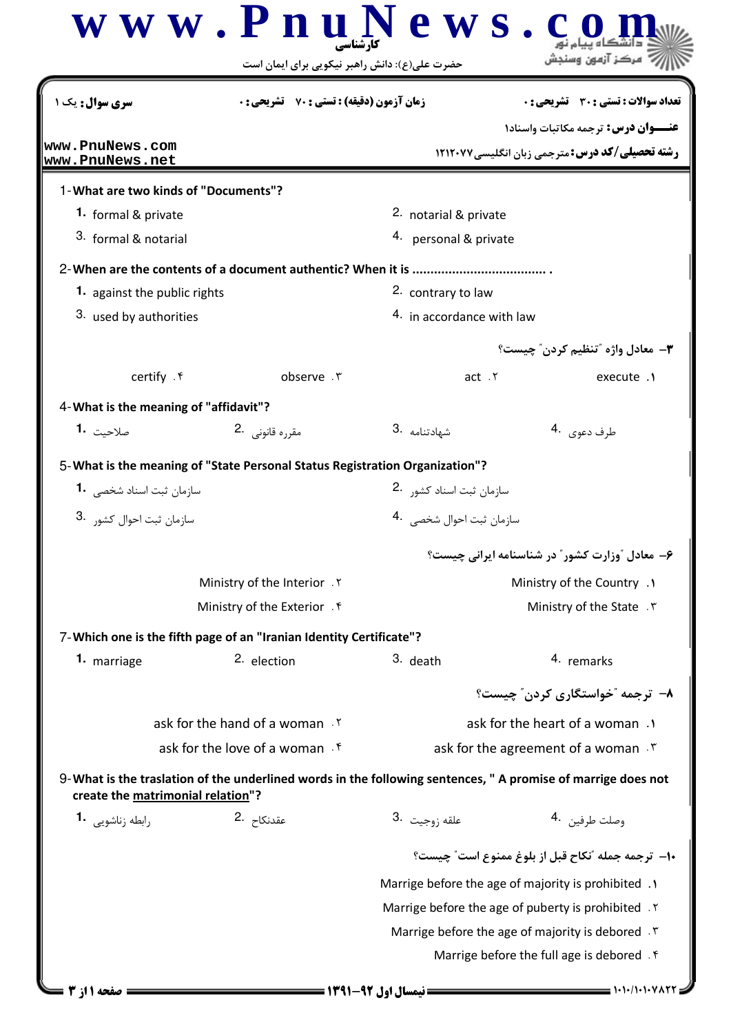**سری سؤال:** یک ۱

**زمان آزمون (دقیقه) : تستی : ۷۰ تشریحی : ۰**

**تعداد سوالات : تستی : ۳۰ تشریحی : ۰**

**عنـــوان درس:** ترجمه مکاتبات واسناد۱

**رشته تحصیلی/کد درس:** مترجمی زبان انگلیسی ۱۲۱۲۰۷۷

1- **What are two kinds of "Documents"?**

1. formal & private
2. notarial & private
3. formal & notarial
4. personal & private

2- **When are the contents of a document authentic? When it is .................................... .**

1. against the public rights
2. contrary to law
3. used by authorities
4. in accordance with law

**۳- معادل واژه "تنظیم کردن" چیست؟**

۱. execute
۲. act
۳. observe
۴. certify

4- **What is the meaning of "affidavit"?**

1. صلاحیت
2. مقرره قانونی
3. شهادتنامه
4. طرف دعوی

5- **What is the meaning of "State Personal Status Registration Organization"?**

1. سازمان ثبت اسناد شخصی
2. سازمان ثبت اسناد کشور
3. سازمان ثبت احوال کشور
4. سازمان ثبت احوال شخصی

**۶- معادل "وزارت کشور" در شناسنامه ایرانی چیست؟**

۱. Ministry of the Country
۲. Ministry of the Interior
۳. Ministry of the State
۴. Ministry of the Exterior

7- **Which one is the fifth page of an "Iranian Identity Certificate"?**

1. marriage
2. election
3. death
4. remarks

**۸- ترجمه "خواستگاری کردن" چیست؟**

۱. ask for the heart of a woman
۲. ask for the hand of a woman
۳. ask for the agreement of a woman
۴. ask for the love of a woman

9- **What is the traslation of the underlined words in the following sentences, " A promise of marrige does not create the <u>matrimonial relation</u>"?**

1. رابطه زناشویی
2. عقدنکاح
3. علقه زوجیت
4. وصلت طرفین

**۱۰- ترجمه جمله "نکاح قبل از بلوغ ممنوع است" چیست؟**

۱. Marrige before the age of majority is prohibited
۲. Marrige before the age of puberty is prohibited
۳. Marrige before the age of majority is debored
۴. Marrige before the full age is debored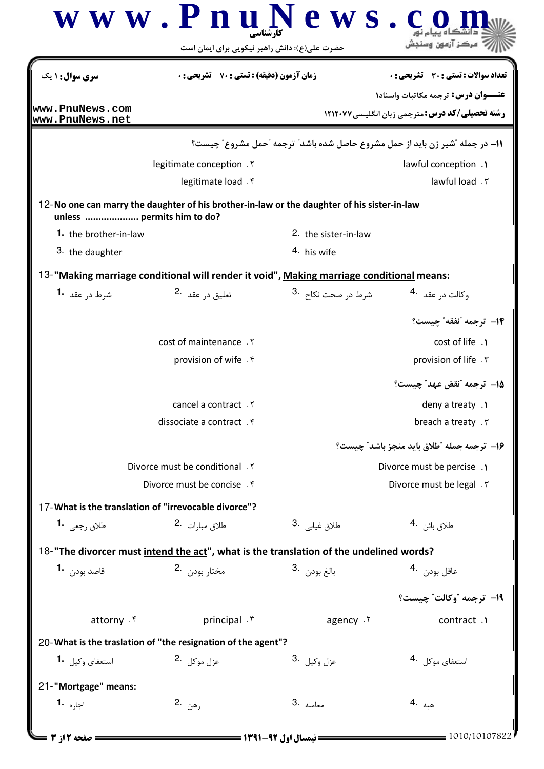۱۱- در جمله "شیر زن باید از حمل مشروع حاصل شده باشد" ترجمه "حمل مشروع" چیست؟

۱. lawful conception
۲. legitimate conception
۳. lawful load
۴. legitimate load

12- **No one can marry the daughter of his brother-in-law or the daughter of his sister-in-law unless .................... permits him to do?**

1. the brother-in-law
2. the sister-in-law
3. the daughter
4. his wife

13- **"Making marriage conditional will render it void", Making marriage conditional means:**

1. شرط در عقد
2. تعلیق در عقد
3. شرط در صحت نکاح
4. وکالت در عقد

۱۴- ترجمه "نفقه" چیست؟

۱. cost of life
۲. cost of maintenance
۳. provision of life
۴. provision of wife

۱۵- ترجمه "نقض عهد" چیست؟

۱. deny a treaty
۲. cancel a contract
۳. breach a treaty
۴. dissociate a contract

۱۶- ترجمه جمله "طلاق باید منجز باشد" چیست؟

۱. Divorce must be percise
۲. Divorce must be conditional
۳. Divorce must be legal
۴. Divorce must be concise

17- **What is the translation of "irrevocable divorce"?**

1. طلاق رجعی
2. طلاق مبارات
3. طلاق غیابی
4. طلاق بائن

18- **"The divorcer must intend the act", what is the translation of the undelined words?**

1. قاصد بودن
2. مختار بودن
3. بالغ بودن
4. عاقل بودن

۱۹- ترجمه "وکالت" چیست؟

۱. contract
۲. agency
۳. principal
۴. attorny

20- **What is the traslation of "the resignation of the agent"?**

1. استعفای وکیل
2. عزل موکل
3. عزل وکیل
4. استعفای موکل

21- **"Mortgage" means:**

1. اجاره
2. رهن
3. معامله
4. هبه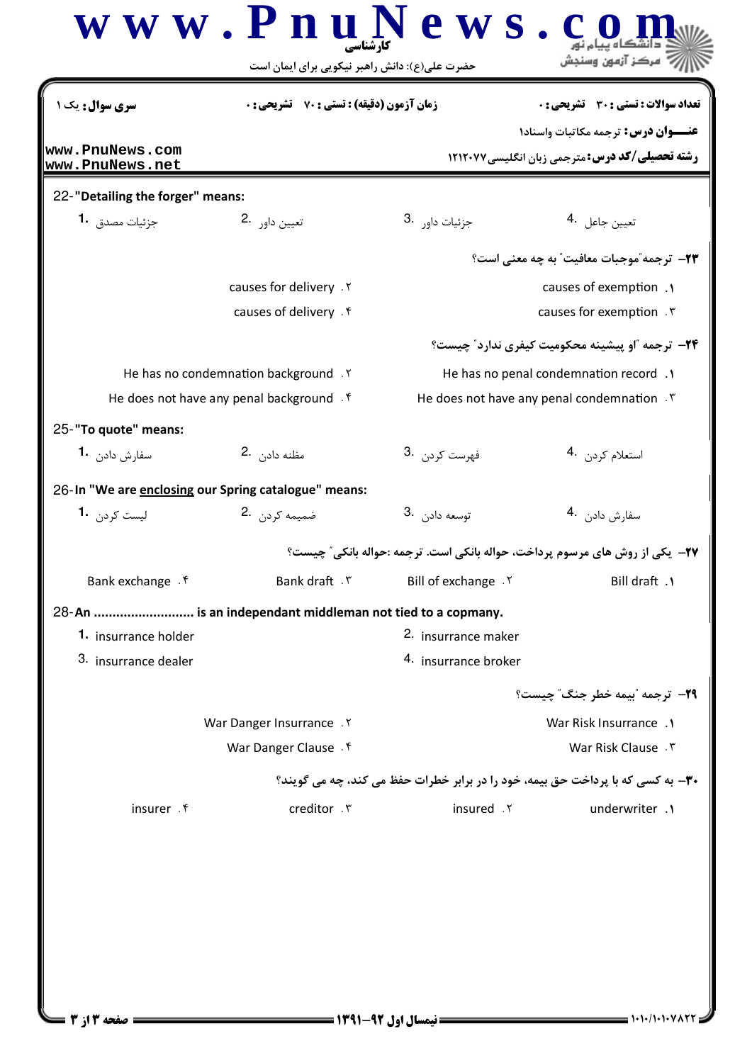**سری سوال:** یک ۱ | **زمان آزمون (دقیقه) : تستی : ۷۰ تشریحی : ۰** | **تعداد سوالات : تستی : ۳۰ تشریحی : ۰**

**عنـــوان درس:** ترجمه مکاتبات واسناد۱

**رشته تحصیلی/کد درس:** مترجمی زبان انگلیسی ۱۲۱۲۰۷۷

22- **"Detailing the forger" means:**

1. جزئیات مصدق
2. تعیین داور
3. جزئیات داور
4. تعیین جاعل

**۲۳- ترجمه "موجبات معافیت" به چه معنی است؟**

۱. causes of exemption
۲. causes for delivery
۳. causes for exemption
۴. causes of delivery

**۲۴- ترجمه "او پیشینه محکومیت کیفری ندارد" چیست؟**

۱. He has no penal condemnation record
۲. He has no condemnation background
۳. He does not have any penal condemnation
۴. He does not have any penal background

25- **"To quote" means:**

1. سفارش دادن
2. مظنه دادن
3. فهرست کردن
4. استعلام کردن

26- **In "We are enclosing our Spring catalogue" means:**

1. لیست کردن
2. ضمیمه کردن
3. توسعه دادن
4. سفارش دادن

**۲۷- یکی از روش های مرسوم پرداخت، حواله بانکی است. ترجمه :حواله بانکی" چیست؟**

۱. Bill draft
۲. Bill of exchange
۳. Bank draft
۴. Bank exchange

28- **An ......................... is an independant middleman not tied to a copmany.**

1. insurrance holder
2. insurrance maker
3. insurrance dealer
4. insurrance broker

**۲۹- ترجمه "بیمه خطر جنگ" چیست؟**

۱. War Risk Insurrance
۲. War Danger Insurrance
۳. War Risk Clause
۴. War Danger Clause

**۳۰- به کسی که با پرداخت حق بیمه، خود را در برابر خطرات حفظ می کند، چه می گویند؟**

۱. underwriter
۲. insured
۳. creditor
۴. insurer